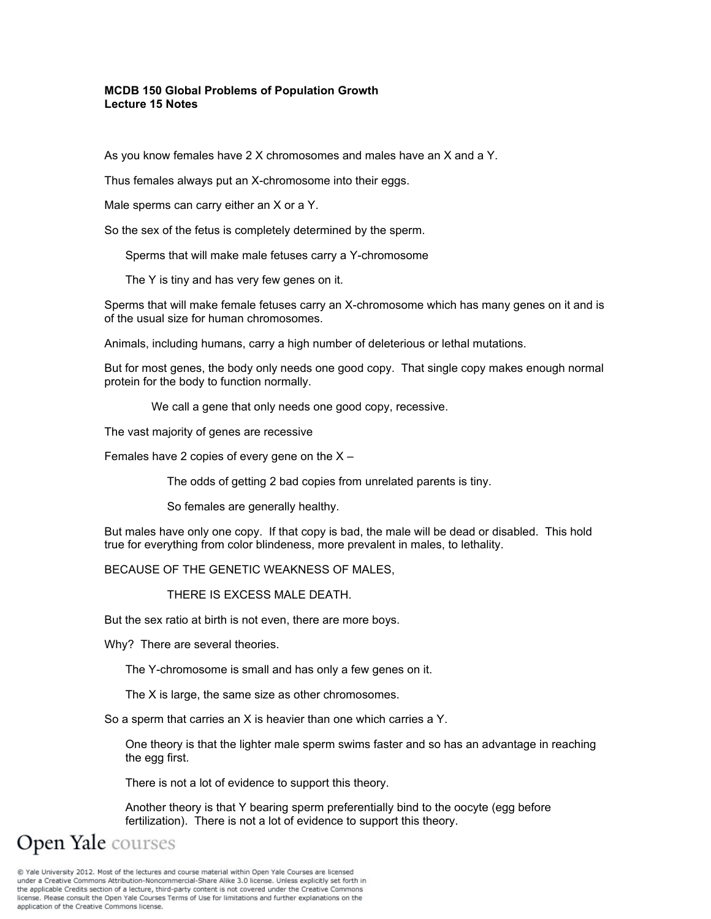**MCDB 150 Global Problems of Population Growth**
**Lecture 15 Notes**

As you know females have 2 X chromosomes and males have an X and a Y.

Thus females always put an X-chromosome into their eggs.

Male sperms can carry either an X or a Y.

So the sex of the fetus is completely determined by the sperm.

> Sperms that will make male fetuses carry a Y-chromosome
>
> The Y is tiny and has very few genes on it.

Sperms that will make female fetuses carry an X-chromosome which has many genes on it and is of the usual size for human chromosomes.

Animals, including humans, carry a high number of deleterious or lethal mutations.

But for most genes, the body only needs one good copy. That single copy makes enough normal protein for the body to function normally.

> We call a gene that only needs one good copy, recessive.

The vast majority of genes are recessive

Females have 2 copies of every gene on the X –

> The odds of getting 2 bad copies from unrelated parents is tiny.
>
> So females are generally healthy.

But males have only one copy. If that copy is bad, the male will be dead or disabled. This hold true for everything from color blindeness, more prevalent in males, to lethality.

BECAUSE OF THE GENETIC WEAKNESS OF MALES,

> THERE IS EXCESS MALE DEATH.

But the sex ratio at birth is not even, there are more boys.

Why? There are several theories.

> The Y-chromosome is small and has only a few genes on it.
>
> The X is large, the same size as other chromosomes.

So a sperm that carries an X is heavier than one which carries a Y.

> One theory is that the lighter male sperm swims faster and so has an advantage in reaching the egg first.
>
> There is not a lot of evidence to support this theory.
>
> Another theory is that Y bearing sperm preferentially bind to the oocyte (egg before fertilization). There is not a lot of evidence to support this theory.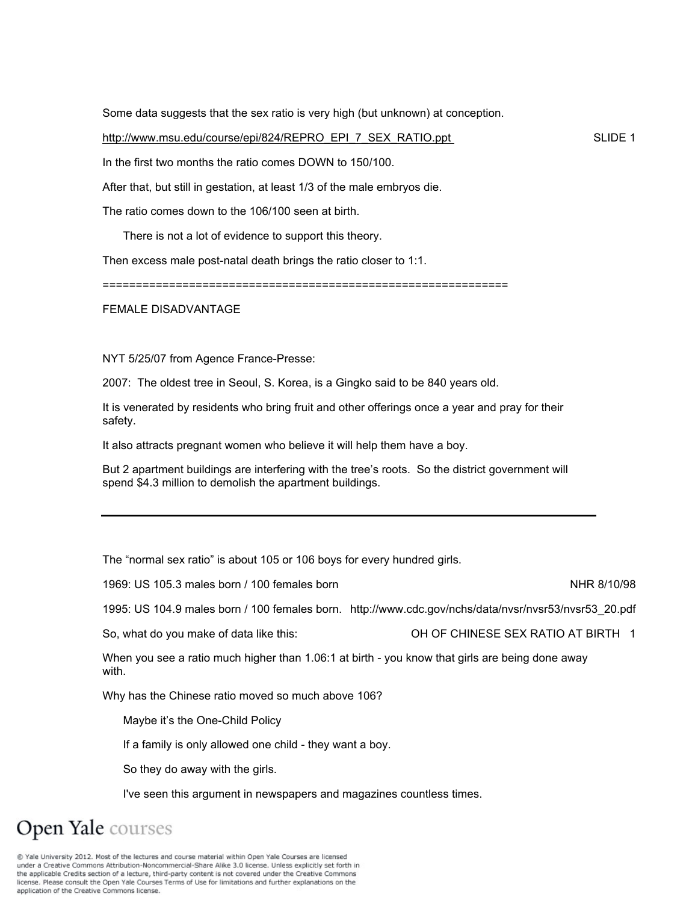Some data suggests that the sex ratio is very high (but unknown) at conception.

http://www.msu.edu/course/epi/824/REPRO_EPI_7_SEX_RATIO.ppt SLIDE 1

In the first two months the ratio comes DOWN to 150/100.

After that, but still in gestation, at least 1/3 of the male embryos die.

The ratio comes down to the 106/100 seen at birth.

> There is not a lot of evidence to support this theory.

Then excess male post-natal death brings the ratio closer to 1:1.

============================================================

FEMALE DISADVANTAGE

NYT 5/25/07 from Agence France-Presse:

2007: The oldest tree in Seoul, S. Korea, is a Gingko said to be 840 years old.

It is venerated by residents who bring fruit and other offerings once a year and pray for their safety.

It also attracts pregnant women who believe it will help them have a boy.

But 2 apartment buildings are interfering with the tree's roots. So the district government will spend $4.3 million to demolish the apartment buildings.

---

The "normal sex ratio" is about 105 or 106 boys for every hundred girls.

1969: US 105.3 males born / 100 females born NHR 8/10/98

1995: US 104.9 males born / 100 females born. http://www.cdc.gov/nchs/data/nvsr/nvsr53/nvsr53_20.pdf

So, what do you make of data like this: OH OF CHINESE SEX RATIO AT BIRTH 1

When you see a ratio much higher than 1.06:1 at birth - you know that girls are being done away with.

Why has the Chinese ratio moved so much above 106?

> Maybe it's the One-Child Policy
>
> If a family is only allowed one child - they want a boy.
>
> So they do away with the girls.
>
> I've seen this argument in newspapers and magazines countless times.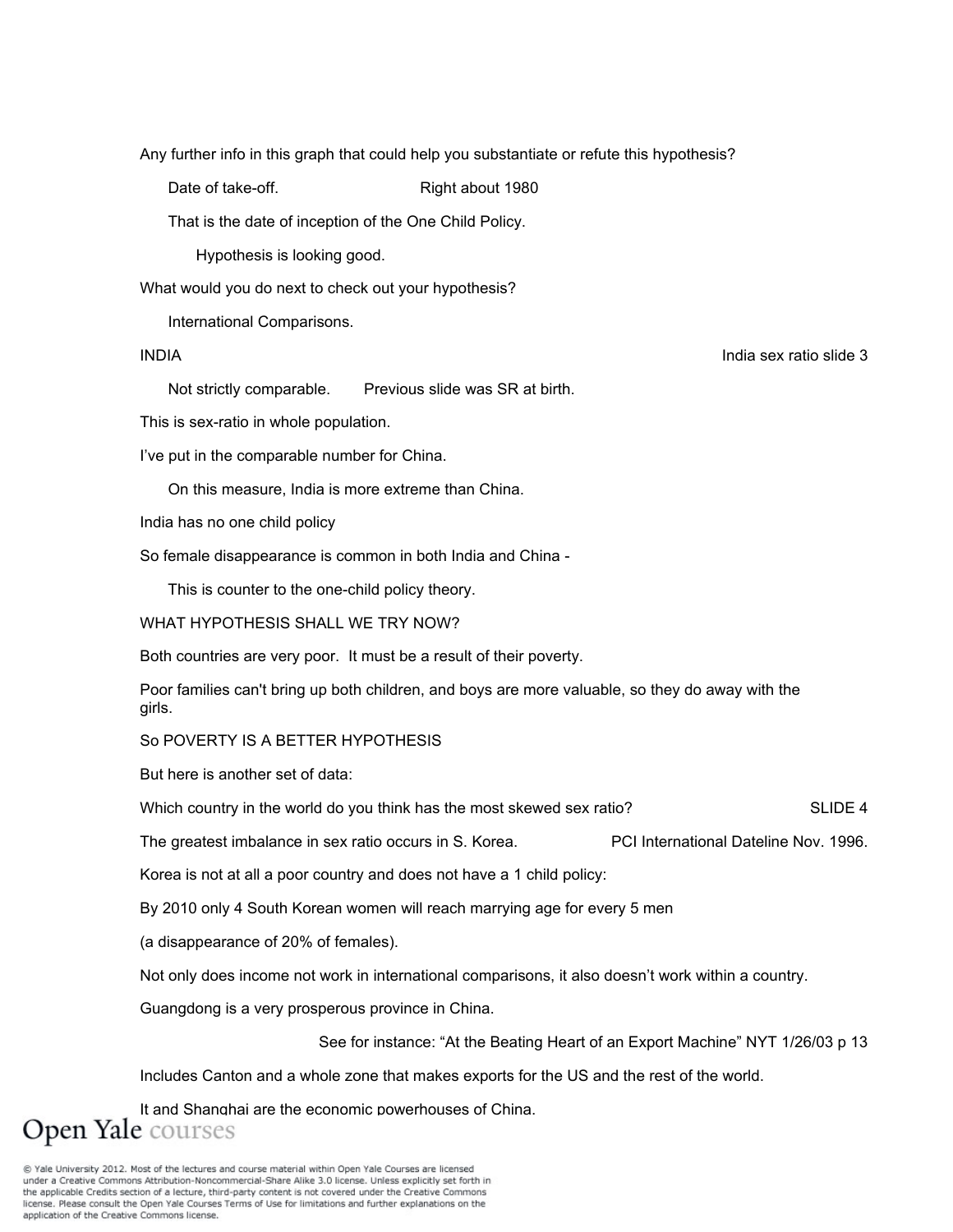Any further info in this graph that could help you substantiate or refute this hypothesis?

Date of take-off. Right about 1980

That is the date of inception of the One Child Policy.

Hypothesis is looking good.

What would you do next to check out your hypothesis?

International Comparisons.

INDIA India sex ratio slide 3

Not strictly comparable. Previous slide was SR at birth.

This is sex-ratio in whole population.

I've put in the comparable number for China.

On this measure, India is more extreme than China.

India has no one child policy

So female disappearance is common in both India and China -

This is counter to the one-child policy theory.

WHAT HYPOTHESIS SHALL WE TRY NOW?

Both countries are very poor. It must be a result of their poverty.

Poor families can't bring up both children, and boys are more valuable, so they do away with the girls.

So POVERTY IS A BETTER HYPOTHESIS

But here is another set of data:

Which country in the world do you think has the most skewed sex ratio? SLIDE 4

The greatest imbalance in sex ratio occurs in S. Korea. PCI International Dateline Nov. 1996.

Korea is not at all a poor country and does not have a 1 child policy:

By 2010 only 4 South Korean women will reach marrying age for every 5 men

(a disappearance of 20% of females).

Not only does income not work in international comparisons, it also doesn't work within a country.

Guangdong is a very prosperous province in China.

See for instance: "At the Beating Heart of an Export Machine" NYT 1/26/03 p 13

Includes Canton and a whole zone that makes exports for the US and the rest of the world.

It and Shanghai are the economic powerhouses of China.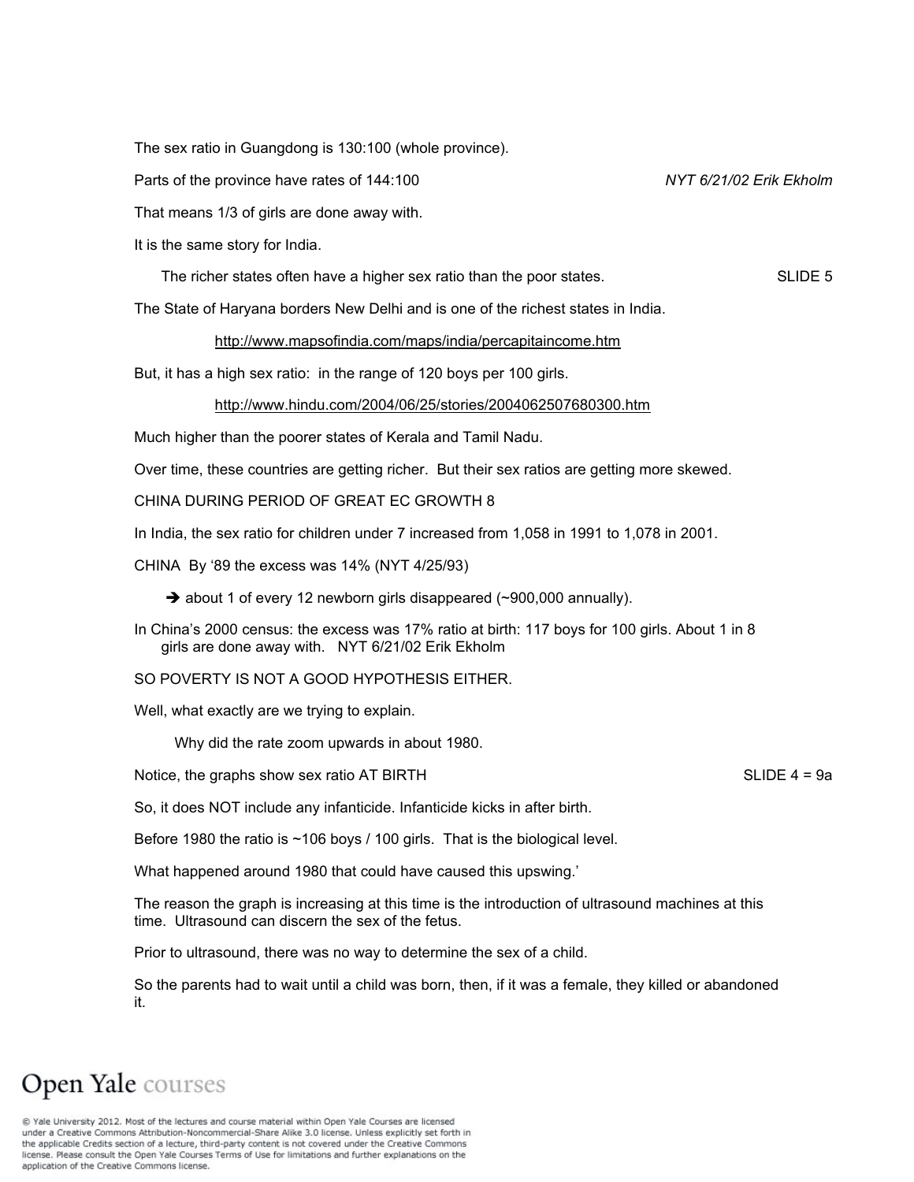The sex ratio in Guangdong is 130:100 (whole province).

Parts of the province have rates of 144:100 *NYT 6/21/02 Erik Ekholm*

That means 1/3 of girls are done away with.

It is the same story for India.

The richer states often have a higher sex ratio than the poor states. SLIDE 5

The State of Haryana borders New Delhi and is one of the richest states in India.

http://www.mapsofindia.com/maps/india/percapitaincome.htm

But, it has a high sex ratio: in the range of 120 boys per 100 girls.

http://www.hindu.com/2004/06/25/stories/2004062507680300.htm

Much higher than the poorer states of Kerala and Tamil Nadu.

Over time, these countries are getting richer. But their sex ratios are getting more skewed.

CHINA DURING PERIOD OF GREAT EC GROWTH 8

In India, the sex ratio for children under 7 increased from 1,058 in 1991 to 1,078 in 2001.

CHINA By '89 the excess was 14% (NYT 4/25/93)

➔ about 1 of every 12 newborn girls disappeared (~900,000 annually).

In China's 2000 census: the excess was 17% ratio at birth: 117 boys for 100 girls. About 1 in 8 girls are done away with. NYT 6/21/02 Erik Ekholm

SO POVERTY IS NOT A GOOD HYPOTHESIS EITHER.

Well, what exactly are we trying to explain.

Why did the rate zoom upwards in about 1980.

Notice, the graphs show sex ratio AT BIRTH SLIDE 4 = 9a

So, it does NOT include any infanticide. Infanticide kicks in after birth.

Before 1980 the ratio is ~106 boys / 100 girls. That is the biological level.

What happened around 1980 that could have caused this upswing.'

The reason the graph is increasing at this time is the introduction of ultrasound machines at this time. Ultrasound can discern the sex of the fetus.

Prior to ultrasound, there was no way to determine the sex of a child.

So the parents had to wait until a child was born, then, if it was a female, they killed or abandoned it.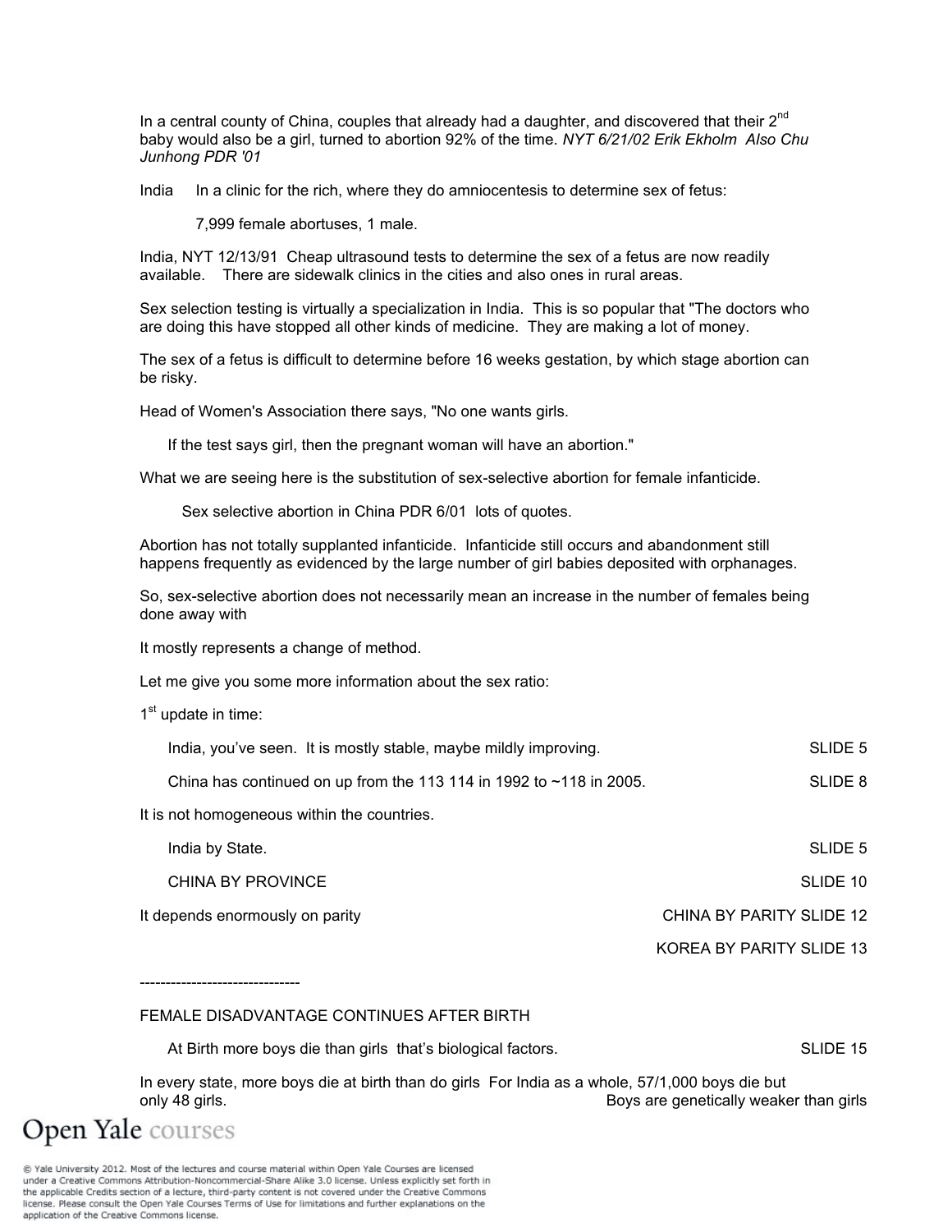In a central county of China, couples that already had a daughter, and discovered that their 2nd baby would also be a girl, turned to abortion 92% of the time. *NYT 6/21/02 Erik Ekholm Also Chu Junhong PDR '01*

India  In a clinic for the rich, where they do amniocentesis to determine sex of fetus:

7,999 female abortuses, 1 male.

India, NYT 12/13/91 Cheap ultrasound tests to determine the sex of a fetus are now readily available. There are sidewalk clinics in the cities and also ones in rural areas.

Sex selection testing is virtually a specialization in India. This is so popular that "The doctors who are doing this have stopped all other kinds of medicine. They are making a lot of money.

The sex of a fetus is difficult to determine before 16 weeks gestation, by which stage abortion can be risky.

Head of Women's Association there says, "No one wants girls.

If the test says girl, then the pregnant woman will have an abortion."

What we are seeing here is the substitution of sex-selective abortion for female infanticide.

Sex selective abortion in China PDR 6/01 lots of quotes.

Abortion has not totally supplanted infanticide. Infanticide still occurs and abandonment still happens frequently as evidenced by the large number of girl babies deposited with orphanages.

So, sex-selective abortion does not necessarily mean an increase in the number of females being done away with

It mostly represents a change of method.

Let me give you some more information about the sex ratio:

1st update in time:

India, you've seen. It is mostly stable, maybe mildly improving. SLIDE 5

China has continued on up from the 113 114 in 1992 to ~118 in 2005. SLIDE 8

It is not homogeneous within the countries.

India by State. SLIDE 5

CHINA BY PROVINCE SLIDE 10

It depends enormously on parity CHINA BY PARITY SLIDE 12

KOREA BY PARITY SLIDE 13

-------------------------------

FEMALE DISADVANTAGE CONTINUES AFTER BIRTH

At Birth more boys die than girls that's biological factors. SLIDE 15

In every state, more boys die at birth than do girls For India as a whole, 57/1,000 boys die but only 48 girls. Boys are genetically weaker than girls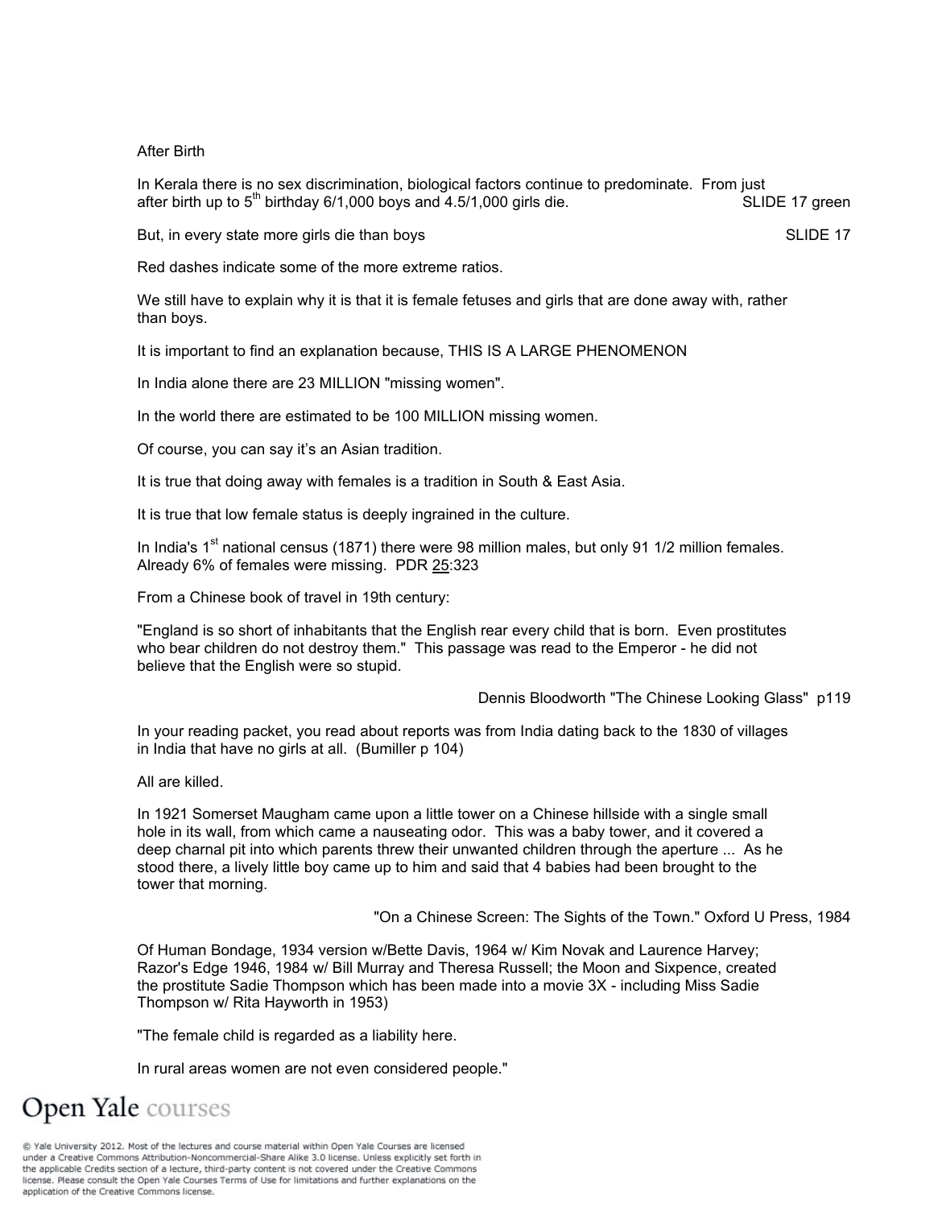After Birth

In Kerala there is no sex discrimination, biological factors continue to predominate. From just after birth up to 5th birthday 6/1,000 boys and 4.5/1,000 girls die. SLIDE 17 green

But, in every state more girls die than boys SLIDE 17

Red dashes indicate some of the more extreme ratios.

We still have to explain why it is that it is female fetuses and girls that are done away with, rather than boys.

It is important to find an explanation because, THIS IS A LARGE PHENOMENON

In India alone there are 23 MILLION "missing women".

In the world there are estimated to be 100 MILLION missing women.

Of course, you can say it's an Asian tradition.

It is true that doing away with females is a tradition in South & East Asia.

It is true that low female status is deeply ingrained in the culture.

In India's 1st national census (1871) there were 98 million males, but only 91 1/2 million females. Already 6% of females were missing. PDR 25:323

From a Chinese book of travel in 19th century:

"England is so short of inhabitants that the English rear every child that is born. Even prostitutes who bear children do not destroy them." This passage was read to the Emperor - he did not believe that the English were so stupid.

Dennis Bloodworth "The Chinese Looking Glass" p119

In your reading packet, you read about reports was from India dating back to the 1830 of villages in India that have no girls at all. (Bumiller p 104)

All are killed.

In 1921 Somerset Maugham came upon a little tower on a Chinese hillside with a single small hole in its wall, from which came a nauseating odor. This was a baby tower, and it covered a deep charnal pit into which parents threw their unwanted children through the aperture ... As he stood there, a lively little boy came up to him and said that 4 babies had been brought to the tower that morning.

"On a Chinese Screen: The Sights of the Town." Oxford U Press, 1984

Of Human Bondage, 1934 version w/Bette Davis, 1964 w/ Kim Novak and Laurence Harvey; Razor's Edge 1946, 1984 w/ Bill Murray and Theresa Russell; the Moon and Sixpence, created the prostitute Sadie Thompson which has been made into a movie 3X - including Miss Sadie Thompson w/ Rita Hayworth in 1953)

"The female child is regarded as a liability here.

In rural areas women are not even considered people."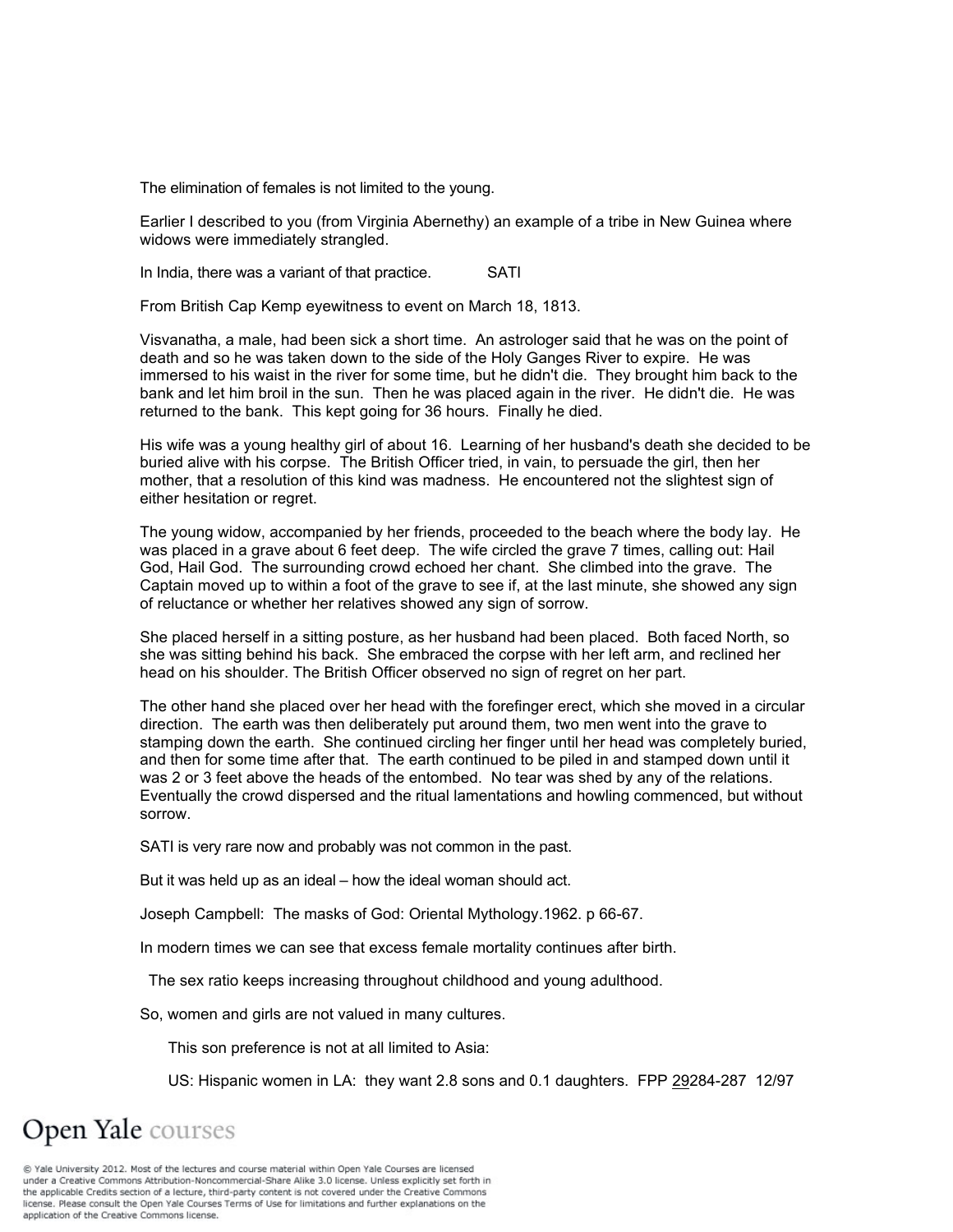The elimination of females is not limited to the young.

Earlier I described to you (from Virginia Abernethy) an example of a tribe in New Guinea where widows were immediately strangled.

In India, there was a variant of that practice.  SATI

From British Cap Kemp eyewitness to event on March 18, 1813.

Visvanatha, a male, had been sick a short time. An astrologer said that he was on the point of death and so he was taken down to the side of the Holy Ganges River to expire. He was immersed to his waist in the river for some time, but he didn't die. They brought him back to the bank and let him broil in the sun. Then he was placed again in the river. He didn't die. He was returned to the bank. This kept going for 36 hours. Finally he died.

His wife was a young healthy girl of about 16. Learning of her husband's death she decided to be buried alive with his corpse. The British Officer tried, in vain, to persuade the girl, then her mother, that a resolution of this kind was madness. He encountered not the slightest sign of either hesitation or regret.

The young widow, accompanied by her friends, proceeded to the beach where the body lay. He was placed in a grave about 6 feet deep. The wife circled the grave 7 times, calling out: Hail God, Hail God. The surrounding crowd echoed her chant. She climbed into the grave. The Captain moved up to within a foot of the grave to see if, at the last minute, she showed any sign of reluctance or whether her relatives showed any sign of sorrow.

She placed herself in a sitting posture, as her husband had been placed. Both faced North, so she was sitting behind his back. She embraced the corpse with her left arm, and reclined her head on his shoulder. The British Officer observed no sign of regret on her part.

The other hand she placed over her head with the forefinger erect, which she moved in a circular direction. The earth was then deliberately put around them, two men went into the grave to stamping down the earth. She continued circling her finger until her head was completely buried, and then for some time after that. The earth continued to be piled in and stamped down until it was 2 or 3 feet above the heads of the entombed. No tear was shed by any of the relations. Eventually the crowd dispersed and the ritual lamentations and howling commenced, but without sorrow.

SATI is very rare now and probably was not common in the past.

But it was held up as an ideal – how the ideal woman should act.

Joseph Campbell: The masks of God: Oriental Mythology.1962. p 66-67.

In modern times we can see that excess female mortality continues after birth.

The sex ratio keeps increasing throughout childhood and young adulthood.

So, women and girls are not valued in many cultures.

This son preference is not at all limited to Asia:

US: Hispanic women in LA: they want 2.8 sons and 0.1 daughters. FPP 29284-287 12/97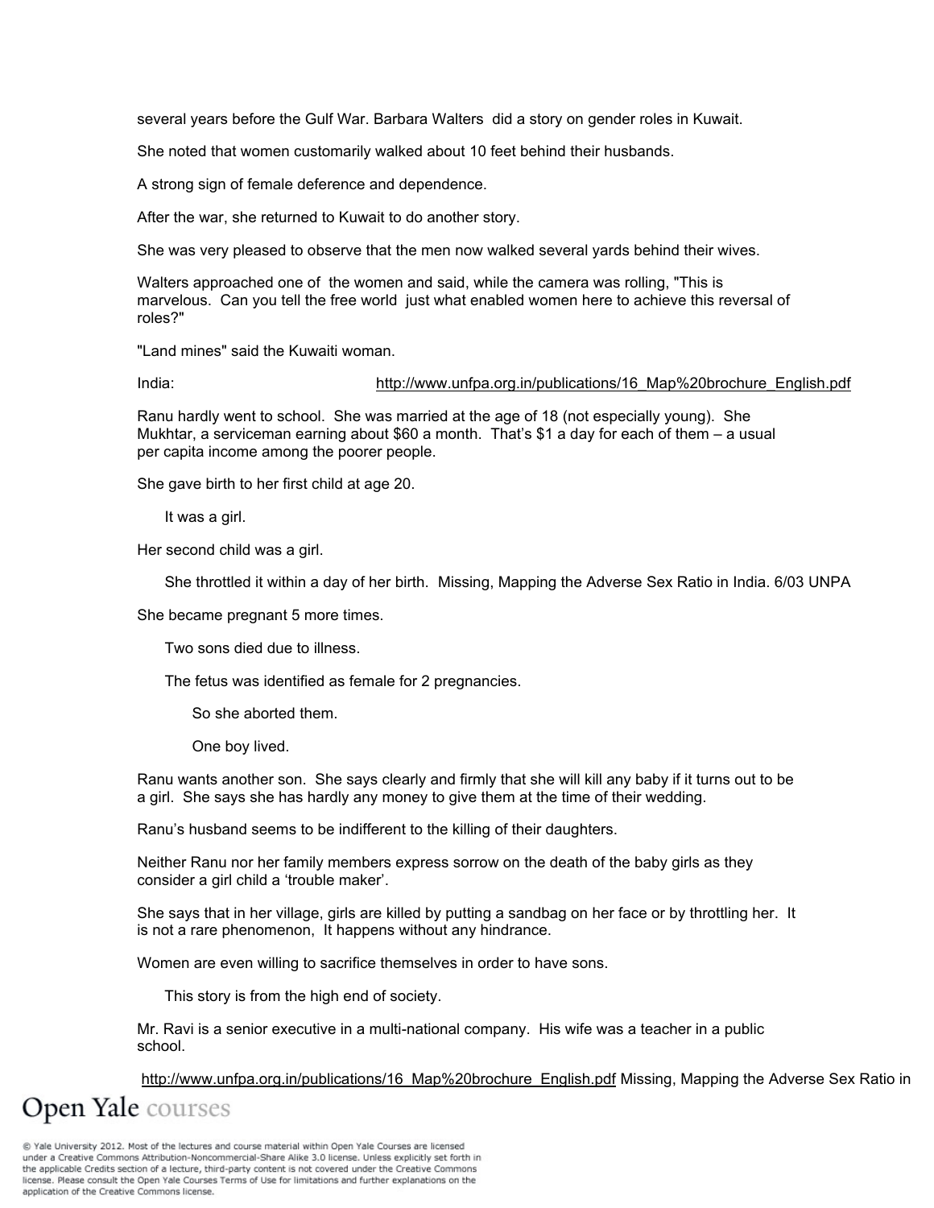several years before the Gulf War. Barbara Walters did a story on gender roles in Kuwait.

She noted that women customarily walked about 10 feet behind their husbands.

A strong sign of female deference and dependence.

After the war, she returned to Kuwait to do another story.

She was very pleased to observe that the men now walked several yards behind their wives.

Walters approached one of the women and said, while the camera was rolling, "This is marvelous. Can you tell the free world just what enabled women here to achieve this reversal of roles?"

"Land mines" said the Kuwaiti woman.

India: http://www.unfpa.org.in/publications/16_Map%20brochure_English.pdf

Ranu hardly went to school. She was married at the age of 18 (not especially young). She Mukhtar, a serviceman earning about $60 a month. That's $1 a day for each of them – a usual per capita income among the poorer people.

She gave birth to her first child at age 20.

- It was a girl.

Her second child was a girl.

- She throttled it within a day of her birth. Missing, Mapping the Adverse Sex Ratio in India. 6/03 UNPA

She became pregnant 5 more times.

- Two sons died due to illness.
- The fetus was identified as female for 2 pregnancies.
  - So she aborted them.
  - One boy lived.

Ranu wants another son. She says clearly and firmly that she will kill any baby if it turns out to be a girl. She says she has hardly any money to give them at the time of their wedding.

Ranu's husband seems to be indifferent to the killing of their daughters.

Neither Ranu nor her family members express sorrow on the death of the baby girls as they consider a girl child a 'trouble maker'.

She says that in her village, girls are killed by putting a sandbag on her face or by throttling her. It is not a rare phenomenon, It happens without any hindrance.

Women are even willing to sacrifice themselves in order to have sons.

- This story is from the high end of society.

Mr. Ravi is a senior executive in a multi-national company. His wife was a teacher in a public school.

http://www.unfpa.org.in/publications/16_Map%20brochure_English.pdf Missing, Mapping the Adverse Sex Ratio in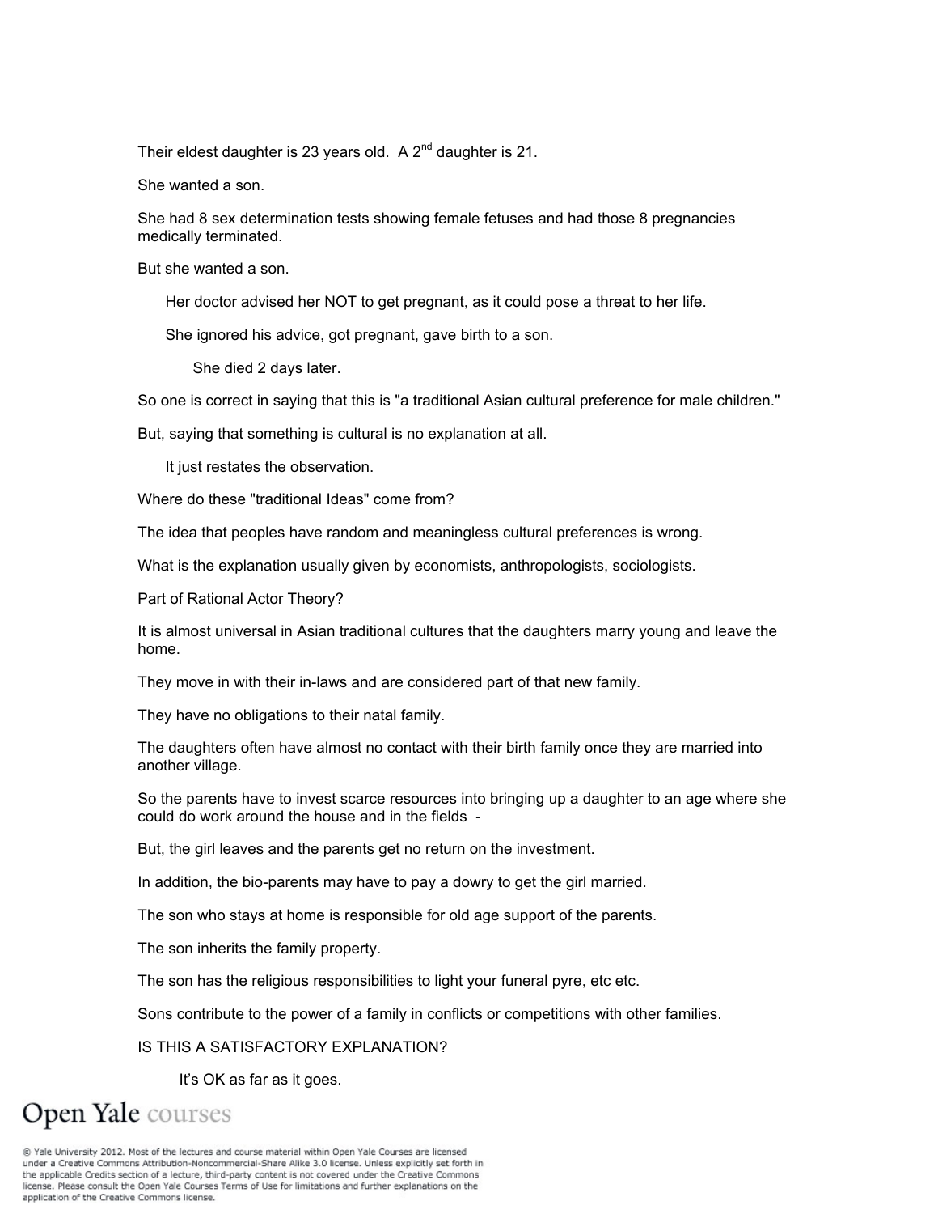Their eldest daughter is 23 years old. A 2nd daughter is 21.

She wanted a son.

She had 8 sex determination tests showing female fetuses and had those 8 pregnancies medically terminated.

But she wanted a son.

> Her doctor advised her NOT to get pregnant, as it could pose a threat to her life.
>
> She ignored his advice, got pregnant, gave birth to a son.
>
> > She died 2 days later.

So one is correct in saying that this is "a traditional Asian cultural preference for male children."

But, saying that something is cultural is no explanation at all.

> It just restates the observation.

Where do these "traditional Ideas" come from?

The idea that peoples have random and meaningless cultural preferences is wrong.

What is the explanation usually given by economists, anthropologists, sociologists.

Part of Rational Actor Theory?

It is almost universal in Asian traditional cultures that the daughters marry young and leave the home.

They move in with their in-laws and are considered part of that new family.

They have no obligations to their natal family.

The daughters often have almost no contact with their birth family once they are married into another village.

So the parents have to invest scarce resources into bringing up a daughter to an age where she could do work around the house and in the fields -

But, the girl leaves and the parents get no return on the investment.

In addition, the bio-parents may have to pay a dowry to get the girl married.

The son who stays at home is responsible for old age support of the parents.

The son inherits the family property.

The son has the religious responsibilities to light your funeral pyre, etc etc.

Sons contribute to the power of a family in conflicts or competitions with other families.

IS THIS A SATISFACTORY EXPLANATION?

> It's OK as far as it goes.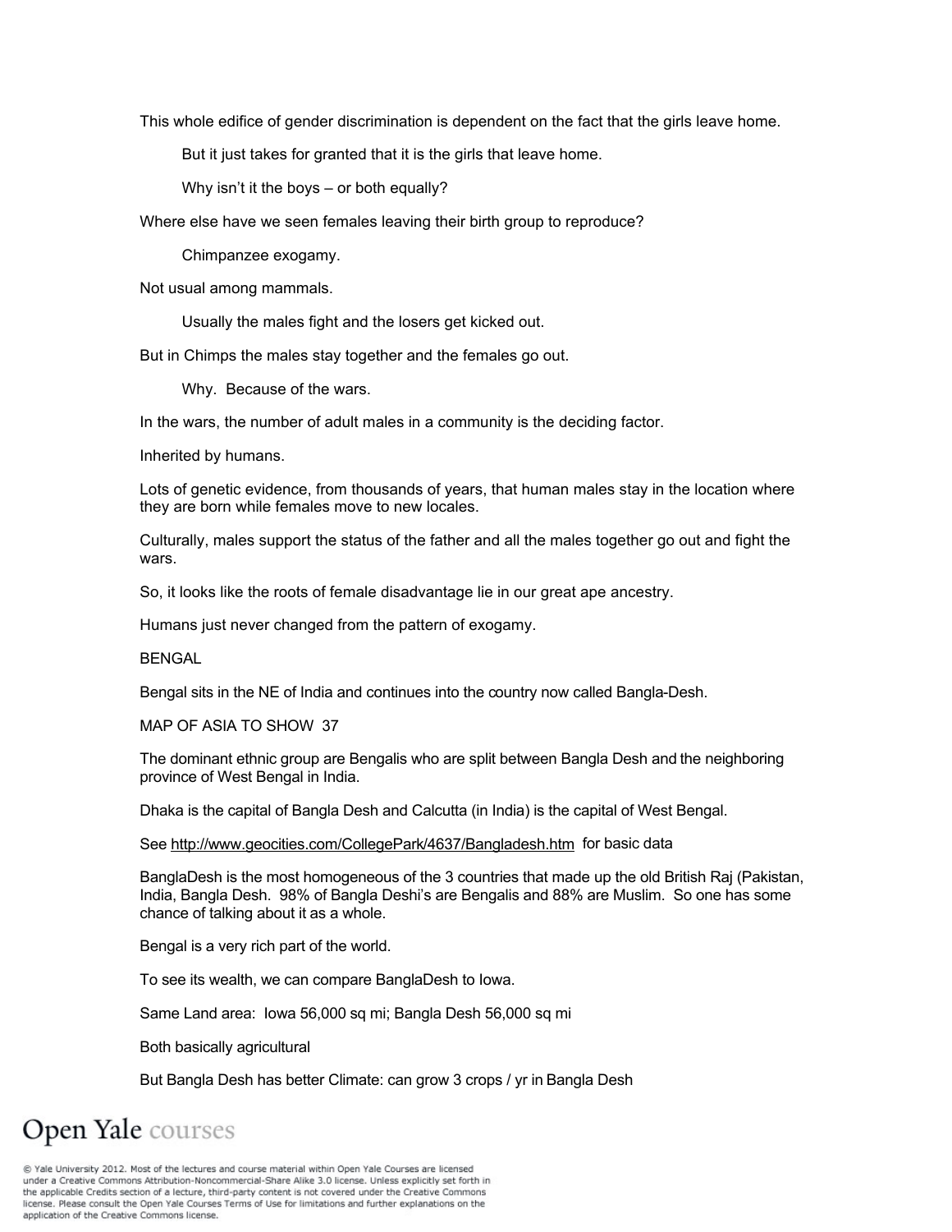This whole edifice of gender discrimination is dependent on the fact that the girls leave home.

> But it just takes for granted that it is the girls that leave home.
>
> Why isn't it the boys – or both equally?

Where else have we seen females leaving their birth group to reproduce?

> Chimpanzee exogamy.

Not usual among mammals.

> Usually the males fight and the losers get kicked out.

But in Chimps the males stay together and the females go out.

> Why. Because of the wars.

In the wars, the number of adult males in a community is the deciding factor.

Inherited by humans.

Lots of genetic evidence, from thousands of years, that human males stay in the location where they are born while females move to new locales.

Culturally, males support the status of the father and all the males together go out and fight the wars.

So, it looks like the roots of female disadvantage lie in our great ape ancestry.

Humans just never changed from the pattern of exogamy.

BENGAL

Bengal sits in the NE of India and continues into the country now called Bangla-Desh.

MAP OF ASIA TO SHOW 37

The dominant ethnic group are Bengalis who are split between Bangla Desh and the neighboring province of West Bengal in India.

Dhaka is the capital of Bangla Desh and Calcutta (in India) is the capital of West Bengal.

See [http://www.geocities.com/CollegePark/4637/Bangladesh.htm](http://www.geocities.com/CollegePark/4637/Bangladesh.htm) for basic data

BanglaDesh is the most homogeneous of the 3 countries that made up the old British Raj (Pakistan, India, Bangla Desh. 98% of Bangla Deshi's are Bengalis and 88% are Muslim. So one has some chance of talking about it as a whole.

Bengal is a very rich part of the world.

To see its wealth, we can compare BanglaDesh to Iowa.

Same Land area: Iowa 56,000 sq mi; Bangla Desh 56,000 sq mi

Both basically agricultural

But Bangla Desh has better Climate: can grow 3 crops / yr in Bangla Desh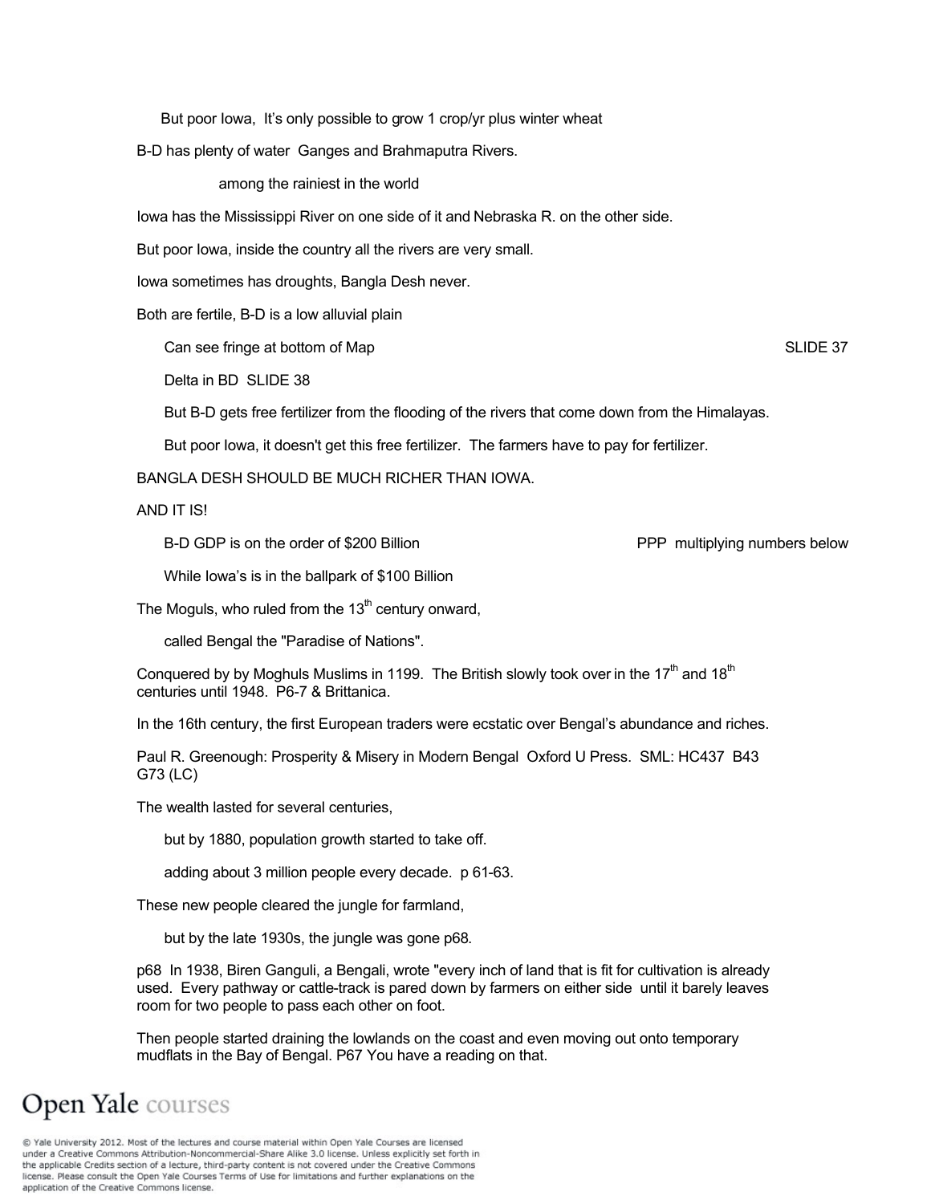But poor Iowa, It's only possible to grow 1 crop/yr plus winter wheat

B-D has plenty of water Ganges and Brahmaputra Rivers.

among the rainiest in the world

Iowa has the Mississippi River on one side of it and Nebraska R. on the other side.

But poor Iowa, inside the country all the rivers are very small.

Iowa sometimes has droughts, Bangla Desh never.

Both are fertile, B-D is a low alluvial plain

Can see fringe at bottom of Map SLIDE 37

Delta in BD SLIDE 38

But B-D gets free fertilizer from the flooding of the rivers that come down from the Himalayas.

But poor Iowa, it doesn't get this free fertilizer. The farmers have to pay for fertilizer.

BANGLA DESH SHOULD BE MUCH RICHER THAN IOWA.

AND IT IS!

B-D GDP is on the order of $200 Billion PPP multiplying numbers below

While Iowa's is in the ballpark of $100 Billion

The Moguls, who ruled from the 13th century onward,

called Bengal the "Paradise of Nations".

Conquered by by Moghuls Muslims in 1199. The British slowly took over in the 17th and 18th centuries until 1948. P6-7 & Brittanica.

In the 16th century, the first European traders were ecstatic over Bengal's abundance and riches.

Paul R. Greenough: Prosperity & Misery in Modern Bengal Oxford U Press. SML: HC437 B43 G73 (LC)

The wealth lasted for several centuries,

but by 1880, population growth started to take off.

adding about 3 million people every decade. p 61-63.

These new people cleared the jungle for farmland,

but by the late 1930s, the jungle was gone p68.

p68 In 1938, Biren Ganguli, a Bengali, wrote "every inch of land that is fit for cultivation is already used. Every pathway or cattle-track is pared down by farmers on either side until it barely leaves room for two people to pass each other on foot.

Then people started draining the lowlands on the coast and even moving out onto temporary mudflats in the Bay of Bengal. P67 You have a reading on that.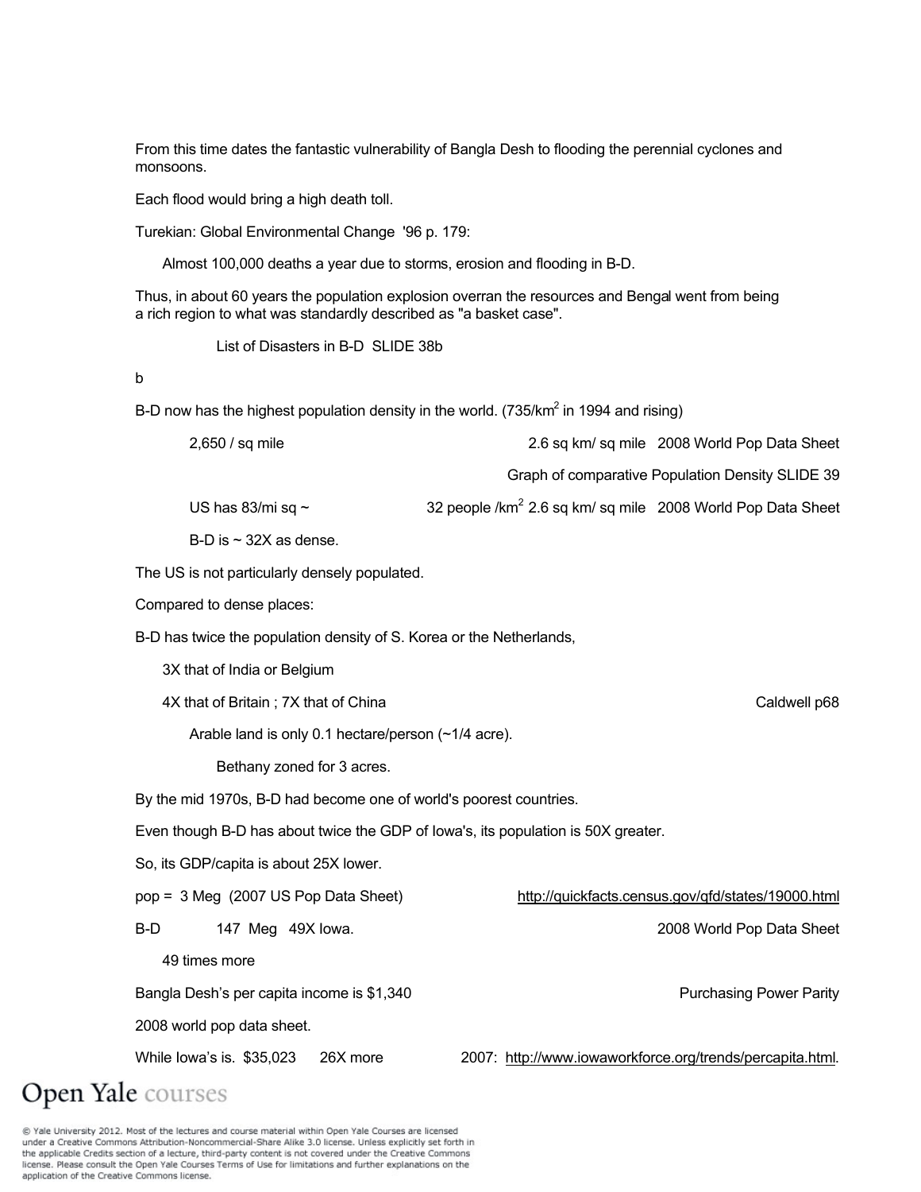From this time dates the fantastic vulnerability of Bangla Desh to flooding the perennial cyclones and monsoons.

Each flood would bring a high death toll.

Turekian: Global Environmental Change '96 p. 179:

Almost 100,000 deaths a year due to storms, erosion and flooding in B-D.

Thus, in about 60 years the population explosion overran the resources and Bengal went from being a rich region to what was standardly described as "a basket case".

List of Disasters in B-D SLIDE 38b

b

B-D now has the highest population density in the world. (735/km$^2$ in 1994 and rising)

2,650 / sq mile   2.6 sq km/ sq mile   2008 World Pop Data Sheet

Graph of comparative Population Density SLIDE 39

US has 83/mi sq ~   32 people /km$^2$ 2.6 sq km/ sq mile   2008 World Pop Data Sheet

B-D is ~ 32X as dense.

The US is not particularly densely populated.

Compared to dense places:

B-D has twice the population density of S. Korea or the Netherlands,

3X that of India or Belgium

4X that of Britain ; 7X that of China   Caldwell p68

Arable land is only 0.1 hectare/person (~1/4 acre).

Bethany zoned for 3 acres.

By the mid 1970s, B-D had become one of world's poorest countries.

Even though B-D has about twice the GDP of Iowa's, its population is 50X greater.

So, its GDP/capita is about 25X lower.

pop = 3 Meg (2007 US Pop Data Sheet)   http://quickfacts.census.gov/qfd/states/19000.html

B-D   147 Meg 49X Iowa.   2008 World Pop Data Sheet

49 times more

Bangla Desh's per capita income is $1,340   Purchasing Power Parity

2008 world pop data sheet.

While Iowa's is. $35,023   26X more   2007: http://www.iowaworkforce.org/trends/percapita.html.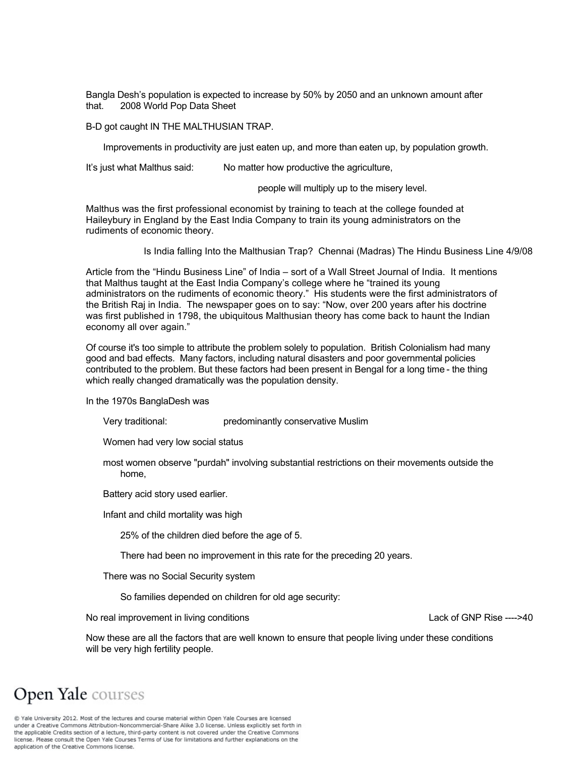Bangla Desh's population is expected to increase by 50% by 2050 and an unknown amount after that.     2008 World Pop Data Sheet

B-D got caught IN THE MALTHUSIAN TRAP.

Improvements in productivity are just eaten up, and more than eaten up, by population growth.

It's just what Malthus said:     No matter how productive the agriculture,

people will multiply up to the misery level.

Malthus was the first professional economist by training to teach at the college founded at Haileybury in England by the East India Company to train its young administrators on the rudiments of economic theory.

Is India falling Into the Malthusian Trap?  Chennai (Madras) The Hindu Business Line 4/9/08

Article from the "Hindu Business Line" of India – sort of a Wall Street Journal of India. It mentions that Malthus taught at the East India Company's college where he "trained its young administrators on the rudiments of economic theory." His students were the first administrators of the British Raj in India. The newspaper goes on to say: "Now, over 200 years after his doctrine was first published in 1798, the ubiquitous Malthusian theory has come back to haunt the Indian economy all over again."

Of course it's too simple to attribute the problem solely to population. British Colonialism had many good and bad effects. Many factors, including natural disasters and poor governmental policies contributed to the problem. But these factors had been present in Bengal for a long time - the thing which really changed dramatically was the population density.

In the 1970s BanglaDesh was

- Very traditional:     predominantly conservative Muslim
- Women had very low social status
- most women observe "purdah" involving substantial restrictions on their movements outside the home,
- Battery acid story used earlier.
- Infant and child mortality was high
  - 25% of the children died before the age of 5.
  - There had been no improvement in this rate for the preceding 20 years.
- There was no Social Security system
  - So families depended on children for old age security:

No real improvement in living conditions     Lack of GNP Rise ---->40

Now these are all the factors that are well known to ensure that people living under these conditions will be very high fertility people.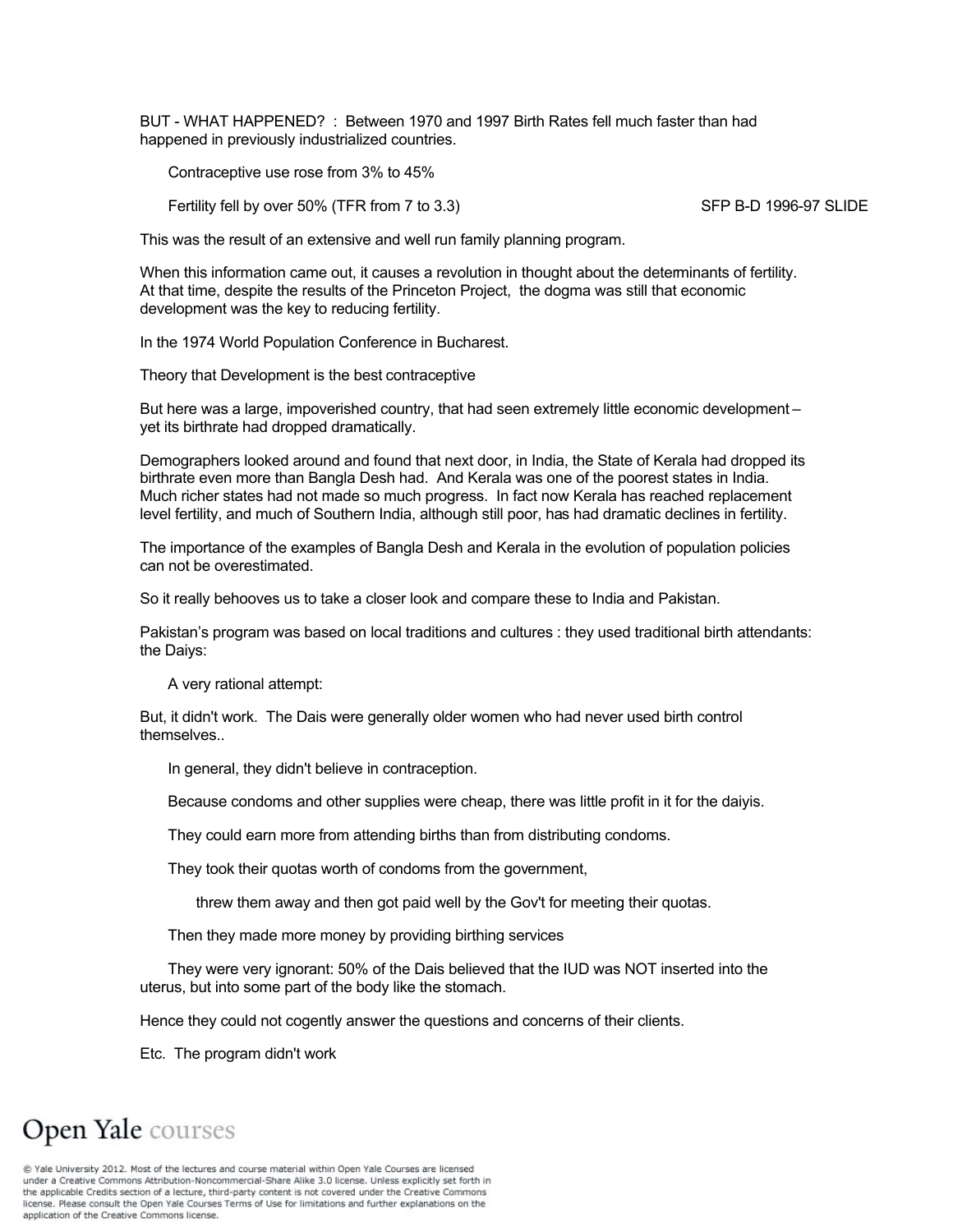BUT - WHAT HAPPENED? : Between 1970 and 1997 Birth Rates fell much faster than had happened in previously industrialized countries.

Contraceptive use rose from 3% to 45%

Fertility fell by over 50% (TFR from 7 to 3.3) SFP B-D 1996-97 SLIDE

This was the result of an extensive and well run family planning program.

When this information came out, it causes a revolution in thought about the determinants of fertility. At that time, despite the results of the Princeton Project, the dogma was still that economic development was the key to reducing fertility.

In the 1974 World Population Conference in Bucharest.

Theory that Development is the best contraceptive

But here was a large, impoverished country, that had seen extremely little economic development – yet its birthrate had dropped dramatically.

Demographers looked around and found that next door, in India, the State of Kerala had dropped its birthrate even more than Bangla Desh had. And Kerala was one of the poorest states in India. Much richer states had not made so much progress. In fact now Kerala has reached replacement level fertility, and much of Southern India, although still poor, has had dramatic declines in fertility.

The importance of the examples of Bangla Desh and Kerala in the evolution of population policies can not be overestimated.

So it really behooves us to take a closer look and compare these to India and Pakistan.

Pakistan's program was based on local traditions and cultures : they used traditional birth attendants: the Daiys:

A very rational attempt:

But, it didn't work. The Dais were generally older women who had never used birth control themselves..

In general, they didn't believe in contraception.

Because condoms and other supplies were cheap, there was little profit in it for the daiyis.

They could earn more from attending births than from distributing condoms.

They took their quotas worth of condoms from the government,

threw them away and then got paid well by the Gov't for meeting their quotas.

Then they made more money by providing birthing services

They were very ignorant: 50% of the Dais believed that the IUD was NOT inserted into the uterus, but into some part of the body like the stomach.

Hence they could not cogently answer the questions and concerns of their clients.

Etc. The program didn't work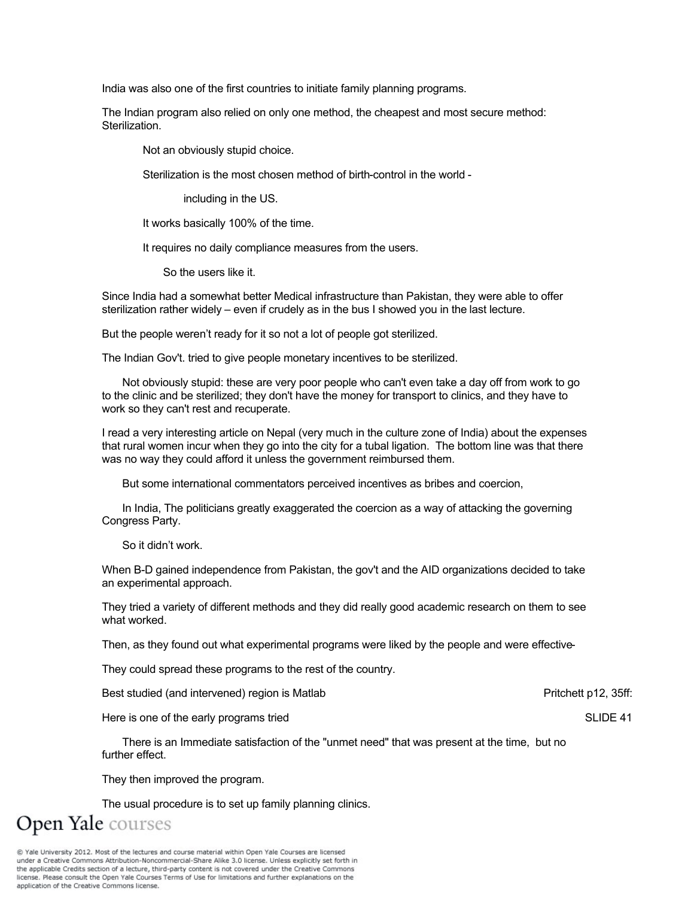India was also one of the first countries to initiate family planning programs.

The Indian program also relied on only one method, the cheapest and most secure method: Sterilization.

> Not an obviously stupid choice.
>
> Sterilization is the most chosen method of birth-control in the world -
>
> > including in the US.
>
> It works basically 100% of the time.
>
> It requires no daily compliance measures from the users.
>
> > So the users like it.

Since India had a somewhat better Medical infrastructure than Pakistan, they were able to offer sterilization rather widely – even if crudely as in the bus I showed you in the last lecture.

But the people weren't ready for it so not a lot of people got sterilized.

The Indian Gov't. tried to give people monetary incentives to be sterilized.

Not obviously stupid: these are very poor people who can't even take a day off from work to go to the clinic and be sterilized; they don't have the money for transport to clinics, and they have to work so they can't rest and recuperate.

I read a very interesting article on Nepal (very much in the culture zone of India) about the expenses that rural women incur when they go into the city for a tubal ligation. The bottom line was that there was no way they could afford it unless the government reimbursed them.

But some international commentators perceived incentives as bribes and coercion,

In India, The politicians greatly exaggerated the coercion as a way of attacking the governing Congress Party.

So it didn't work.

When B-D gained independence from Pakistan, the gov't and the AID organizations decided to take an experimental approach.

They tried a variety of different methods and they did really good academic research on them to see what worked.

Then, as they found out what experimental programs were liked by the people and were effective-

They could spread these programs to the rest of the country.

Best studied (and intervened) region is Matlab — Pritchett p12, 35ff:

Here is one of the early programs tried — SLIDE 41

There is an Immediate satisfaction of the "unmet need" that was present at the time, but no further effect.

They then improved the program.

The usual procedure is to set up family planning clinics.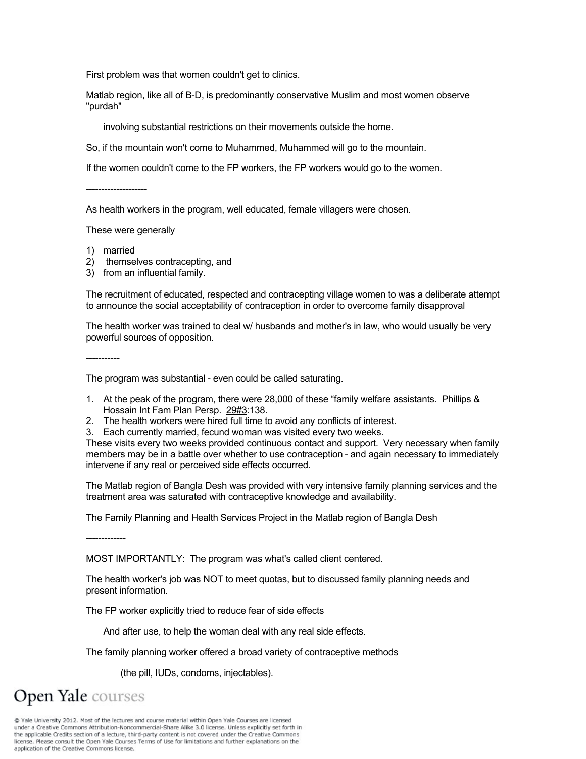First problem was that women couldn't get to clinics.

Matlab region, like all of B-D, is predominantly conservative Muslim and most women observe "purdah"

involving substantial restrictions on their movements outside the home.

So, if the mountain won't come to Muhammed, Muhammed will go to the mountain.

If the women couldn't come to the FP workers, the FP workers would go to the women.

--------------------

As health workers in the program, well educated, female villagers were chosen.

These were generally

1) married
2) themselves contracepting, and
3) from an influential family.

The recruitment of educated, respected and contracepting village women to was a deliberate attempt to announce the social acceptability of contraception in order to overcome family disapproval

The health worker was trained to deal w/ husbands and mother's in law, who would usually be very powerful sources of opposition.

-----------

The program was substantial - even could be called saturating.

1. At the peak of the program, there were 28,000 of these "family welfare assistants. Phillips & Hossain Int Fam Plan Persp. 29#3:138.
2. The health workers were hired full time to avoid any conflicts of interest.
3. Each currently married, fecund woman was visited every two weeks.

These visits every two weeks provided continuous contact and support. Very necessary when family members may be in a battle over whether to use contraception - and again necessary to immediately intervene if any real or perceived side effects occurred.

The Matlab region of Bangla Desh was provided with very intensive family planning services and the treatment area was saturated with contraceptive knowledge and availability.

The Family Planning and Health Services Project in the Matlab region of Bangla Desh

-------------

MOST IMPORTANTLY: The program was what's called client centered.

The health worker's job was NOT to meet quotas, but to discussed family planning needs and present information.

The FP worker explicitly tried to reduce fear of side effects

And after use, to help the woman deal with any real side effects.

The family planning worker offered a broad variety of contraceptive methods

(the pill, IUDs, condoms, injectables).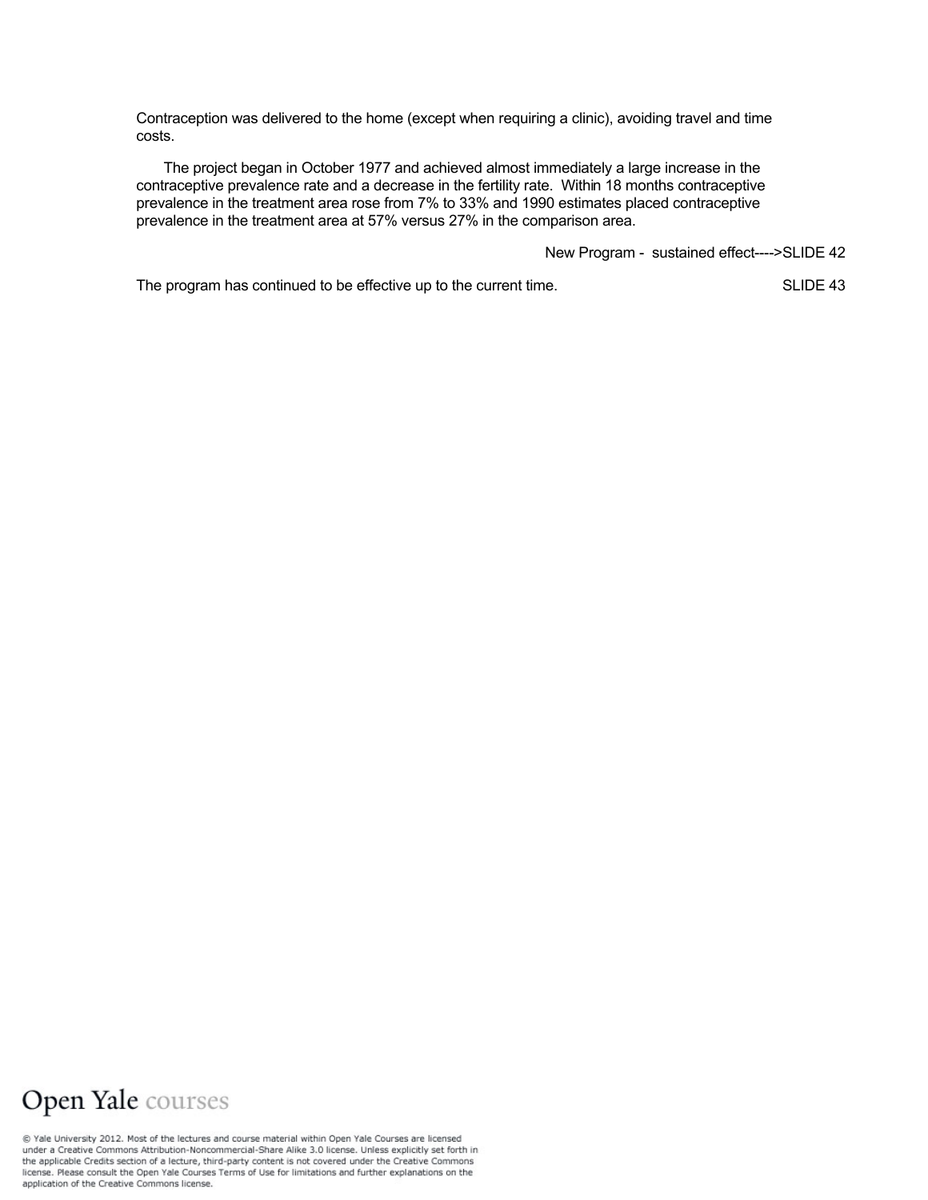Contraception was delivered to the home (except when requiring a clinic), avoiding travel and time costs.

The project began in October 1977 and achieved almost immediately a large increase in the contraceptive prevalence rate and a decrease in the fertility rate. Within 18 months contraceptive prevalence in the treatment area rose from 7% to 33% and 1990 estimates placed contraceptive prevalence in the treatment area at 57% versus 27% in the comparison area.

New Program - sustained effect---->SLIDE 42

The program has continued to be effective up to the current time. SLIDE 43

Open Yale courses

© Yale University 2012. Most of the lectures and course material within Open Yale Courses are licensed under a Creative Commons Attribution-Noncommercial-Share Alike 3.0 license. Unless explicitly set forth in the applicable Credits section of a lecture, third-party content is not covered under the Creative Commons license. Please consult the Open Yale Courses Terms of Use for limitations and further explanations on the application of the Creative Commons license.